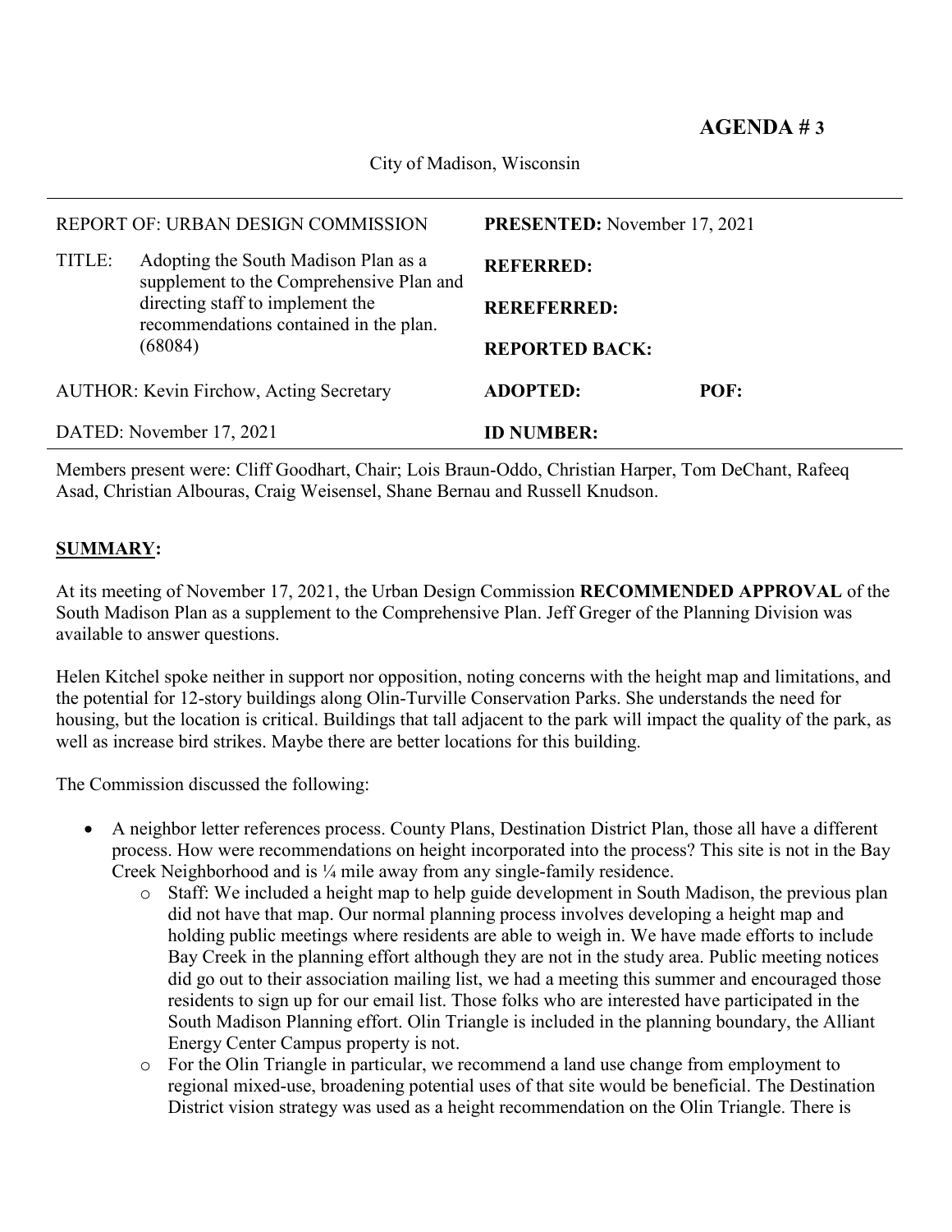# AGENDA # 3

City of Madison, Wisconsin

| | |
|---|---|
| REPORT OF: URBAN DESIGN COMMISSION | **PRESENTED:** November 17, 2021 |
| TITLE: Adopting the South Madison Plan as a supplement to the Comprehensive Plan and directing staff to implement the recommendations contained in the plan. (68084) | **REFERRED:** |
| | **REREFERRED:** |
| | **REPORTED BACK:** |
| AUTHOR: Kevin Firchow, Acting Secretary | **ADOPTED:** **POF:** |
| DATED: November 17, 2021 | **ID NUMBER:** |

Members present were: Cliff Goodhart, Chair; Lois Braun-Oddo, Christian Harper, Tom DeChant, Rafeeq Asad, Christian Albouras, Craig Weisensel, Shane Bernau and Russell Knudson.

## SUMMARY:

At its meeting of November 17, 2021, the Urban Design Commission **RECOMMENDED APPROVAL** of the South Madison Plan as a supplement to the Comprehensive Plan. Jeff Greger of the Planning Division was available to answer questions.

Helen Kitchel spoke neither in support nor opposition, noting concerns with the height map and limitations, and the potential for 12-story buildings along Olin-Turville Conservation Parks. She understands the need for housing, but the location is critical. Buildings that tall adjacent to the park will impact the quality of the park, as well as increase bird strikes. Maybe there are better locations for this building.

The Commission discussed the following:

- A neighbor letter references process. County Plans, Destination District Plan, those all have a different process. How were recommendations on height incorporated into the process? This site is not in the Bay Creek Neighborhood and is ¼ mile away from any single-family residence.
  - Staff: We included a height map to help guide development in South Madison, the previous plan did not have that map. Our normal planning process involves developing a height map and holding public meetings where residents are able to weigh in. We have made efforts to include Bay Creek in the planning effort although they are not in the study area. Public meeting notices did go out to their association mailing list, we had a meeting this summer and encouraged those residents to sign up for our email list. Those folks who are interested have participated in the South Madison Planning effort. Olin Triangle is included in the planning boundary, the Alliant Energy Center Campus property is not.
  - For the Olin Triangle in particular, we recommend a land use change from employment to regional mixed-use, broadening potential uses of that site would be beneficial. The Destination District vision strategy was used as a height recommendation on the Olin Triangle. There is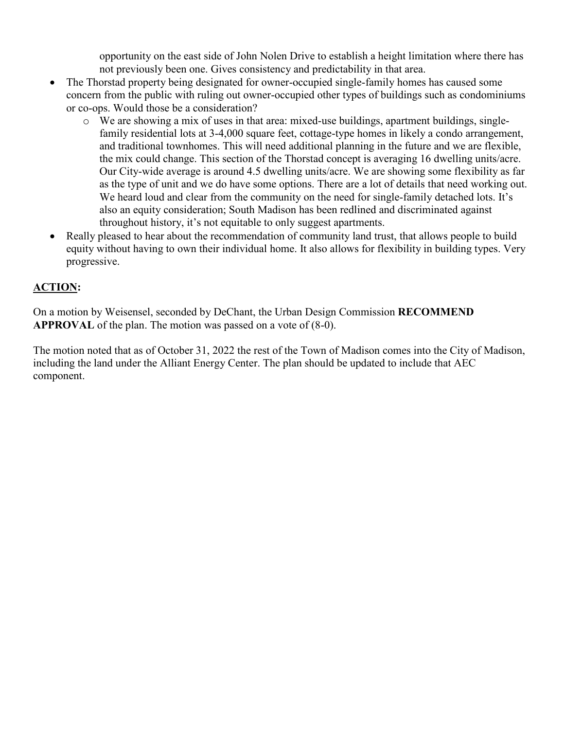opportunity on the east side of John Nolen Drive to establish a height limitation where there has not previously been one. Gives consistency and predictability in that area.

- The Thorstad property being designated for owner-occupied single-family homes has caused some concern from the public with ruling out owner-occupied other types of buildings such as condominiums or co-ops. Would those be a consideration?
  - We are showing a mix of uses in that area: mixed-use buildings, apartment buildings, single-family residential lots at 3-4,000 square feet, cottage-type homes in likely a condo arrangement, and traditional townhomes. This will need additional planning in the future and we are flexible, the mix could change. This section of the Thorstad concept is averaging 16 dwelling units/acre. Our City-wide average is around 4.5 dwelling units/acre. We are showing some flexibility as far as the type of unit and we do have some options. There are a lot of details that need working out. We heard loud and clear from the community on the need for single-family detached lots. It's also an equity consideration; South Madison has been redlined and discriminated against throughout history, it's not equitable to only suggest apartments.
- Really pleased to hear about the recommendation of community land trust, that allows people to build equity without having to own their individual home. It also allows for flexibility in building types. Very progressive.

## ACTION:

On a motion by Weisensel, seconded by DeChant, the Urban Design Commission **RECOMMEND APPROVAL** of the plan. The motion was passed on a vote of (8-0).

The motion noted that as of October 31, 2022 the rest of the Town of Madison comes into the City of Madison, including the land under the Alliant Energy Center. The plan should be updated to include that AEC component.